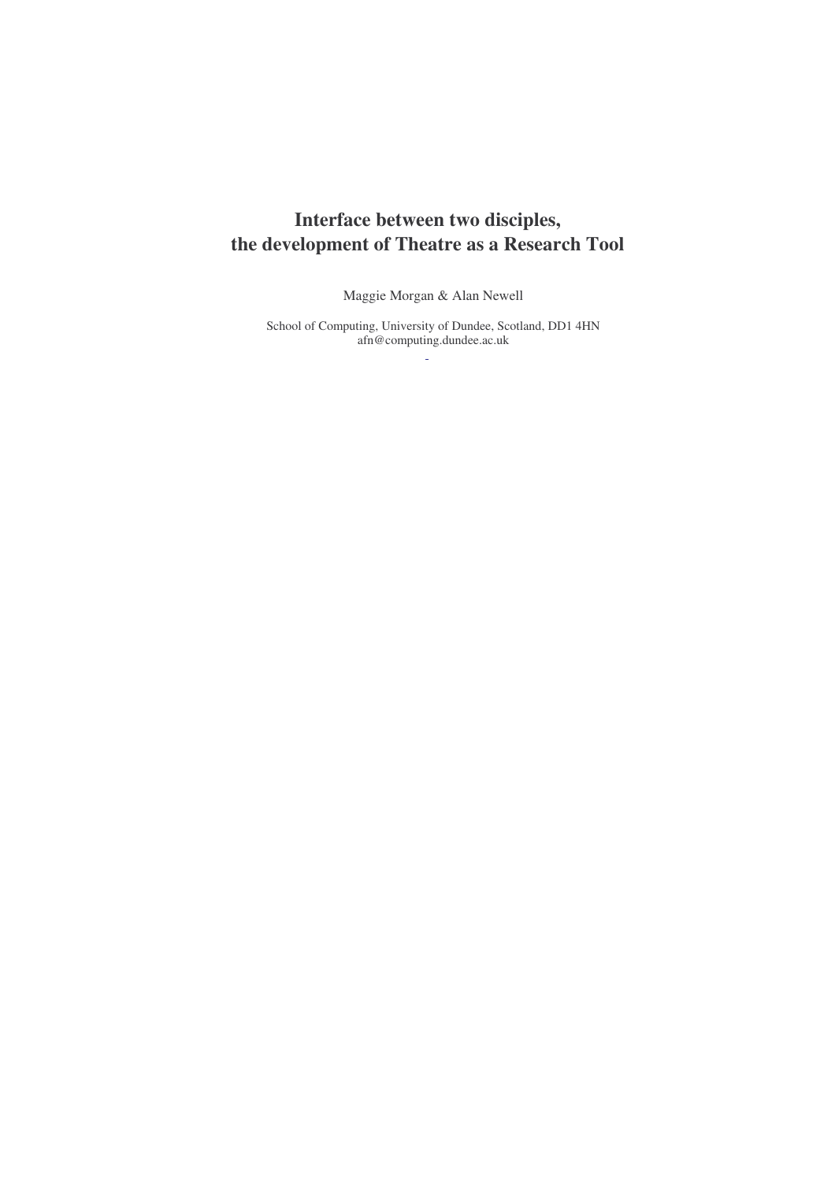# Interface between two disciples, the development of Theatre as a Research Tool

Maggie Morgan & Alan Newell

School of Computing, University of Dundee, Scotland, DD1 4HN
afn@computing.dundee.ac.uk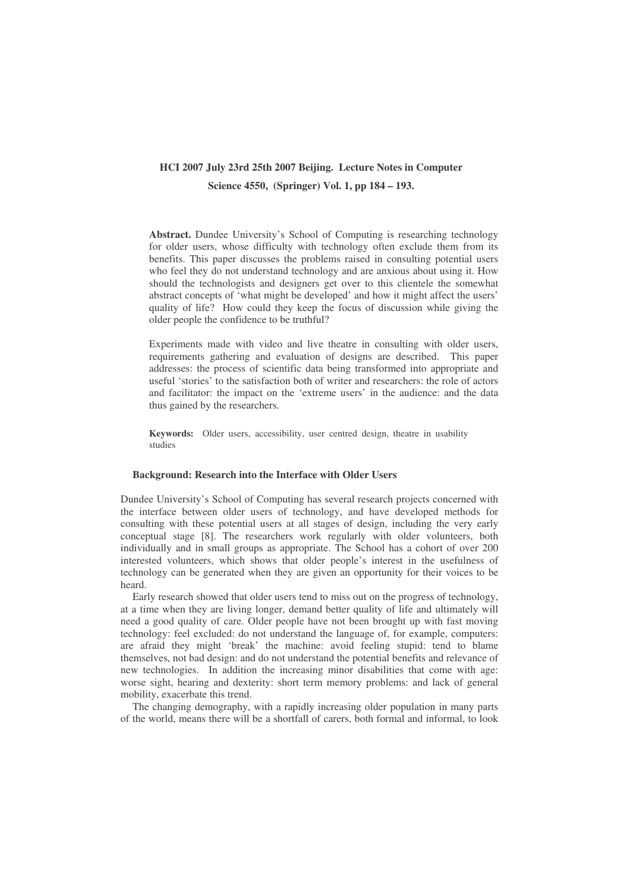**HCI 2007 July 23rd 25th 2007 Beijing. Lecture Notes in Computer Science 4550, (Springer) Vol. 1, pp 184 – 193.**

**Abstract.** Dundee University's School of Computing is researching technology for older users, whose difficulty with technology often exclude them from its benefits. This paper discusses the problems raised in consulting potential users who feel they do not understand technology and are anxious about using it. How should the technologists and designers get over to this clientele the somewhat abstract concepts of 'what might be developed' and how it might affect the users' quality of life? How could they keep the focus of discussion while giving the older people the confidence to be truthful?

Experiments made with video and live theatre in consulting with older users, requirements gathering and evaluation of designs are described. This paper addresses: the process of scientific data being transformed into appropriate and useful 'stories' to the satisfaction both of writer and researchers: the role of actors and facilitator: the impact on the 'extreme users' in the audience: and the data thus gained by the researchers.

**Keywords:** Older users, accessibility, user centred design, theatre in usability studies

## Background: Research into the Interface with Older Users

Dundee University's School of Computing has several research projects concerned with the interface between older users of technology, and have developed methods for consulting with these potential users at all stages of design, including the very early conceptual stage [8]. The researchers work regularly with older volunteers, both individually and in small groups as appropriate. The School has a cohort of over 200 interested volunteers, which shows that older people's interest in the usefulness of technology can be generated when they are given an opportunity for their voices to be heard.

Early research showed that older users tend to miss out on the progress of technology, at a time when they are living longer, demand better quality of life and ultimately will need a good quality of care. Older people have not been brought up with fast moving technology: feel excluded: do not understand the language of, for example, computers: are afraid they might 'break' the machine: avoid feeling stupid: tend to blame themselves, not bad design: and do not understand the potential benefits and relevance of new technologies. In addition the increasing minor disabilities that come with age: worse sight, hearing and dexterity: short term memory problems: and lack of general mobility, exacerbate this trend.

The changing demography, with a rapidly increasing older population in many parts of the world, means there will be a shortfall of carers, both formal and informal, to look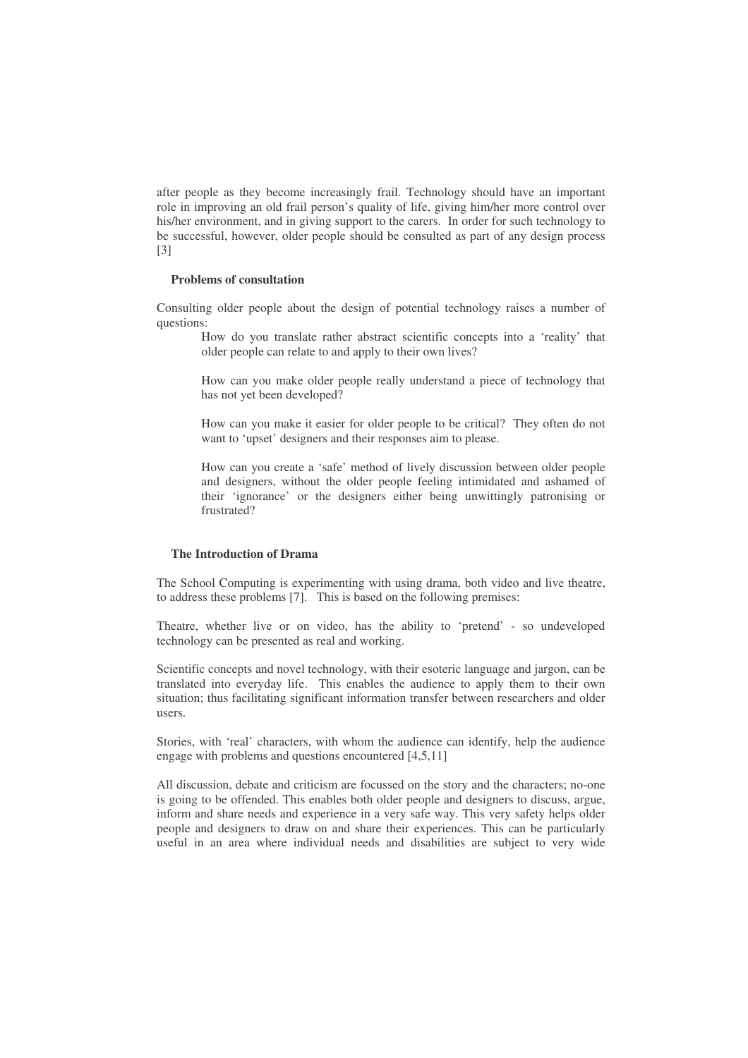after people as they become increasingly frail. Technology should have an important role in improving an old frail person's quality of life, giving him/her more control over his/her environment, and in giving support to the carers. In order for such technology to be successful, however, older people should be consulted as part of any design process [3]

### Problems of consultation

Consulting older people about the design of potential technology raises a number of questions:

> How do you translate rather abstract scientific concepts into a 'reality' that older people can relate to and apply to their own lives?
>
> How can you make older people really understand a piece of technology that has not yet been developed?
>
> How can you make it easier for older people to be critical? They often do not want to 'upset' designers and their responses aim to please.
>
> How can you create a 'safe' method of lively discussion between older people and designers, without the older people feeling intimidated and ashamed of their 'ignorance' or the designers either being unwittingly patronising or frustrated?

### The Introduction of Drama

The School Computing is experimenting with using drama, both video and live theatre, to address these problems [7]. This is based on the following premises:

Theatre, whether live or on video, has the ability to 'pretend' - so undeveloped technology can be presented as real and working.

Scientific concepts and novel technology, with their esoteric language and jargon, can be translated into everyday life. This enables the audience to apply them to their own situation; thus facilitating significant information transfer between researchers and older users.

Stories, with 'real' characters, with whom the audience can identify, help the audience engage with problems and questions encountered [4,5,11]

All discussion, debate and criticism are focussed on the story and the characters; no-one is going to be offended. This enables both older people and designers to discuss, argue, inform and share needs and experience in a very safe way. This very safety helps older people and designers to draw on and share their experiences. This can be particularly useful in an area where individual needs and disabilities are subject to very wide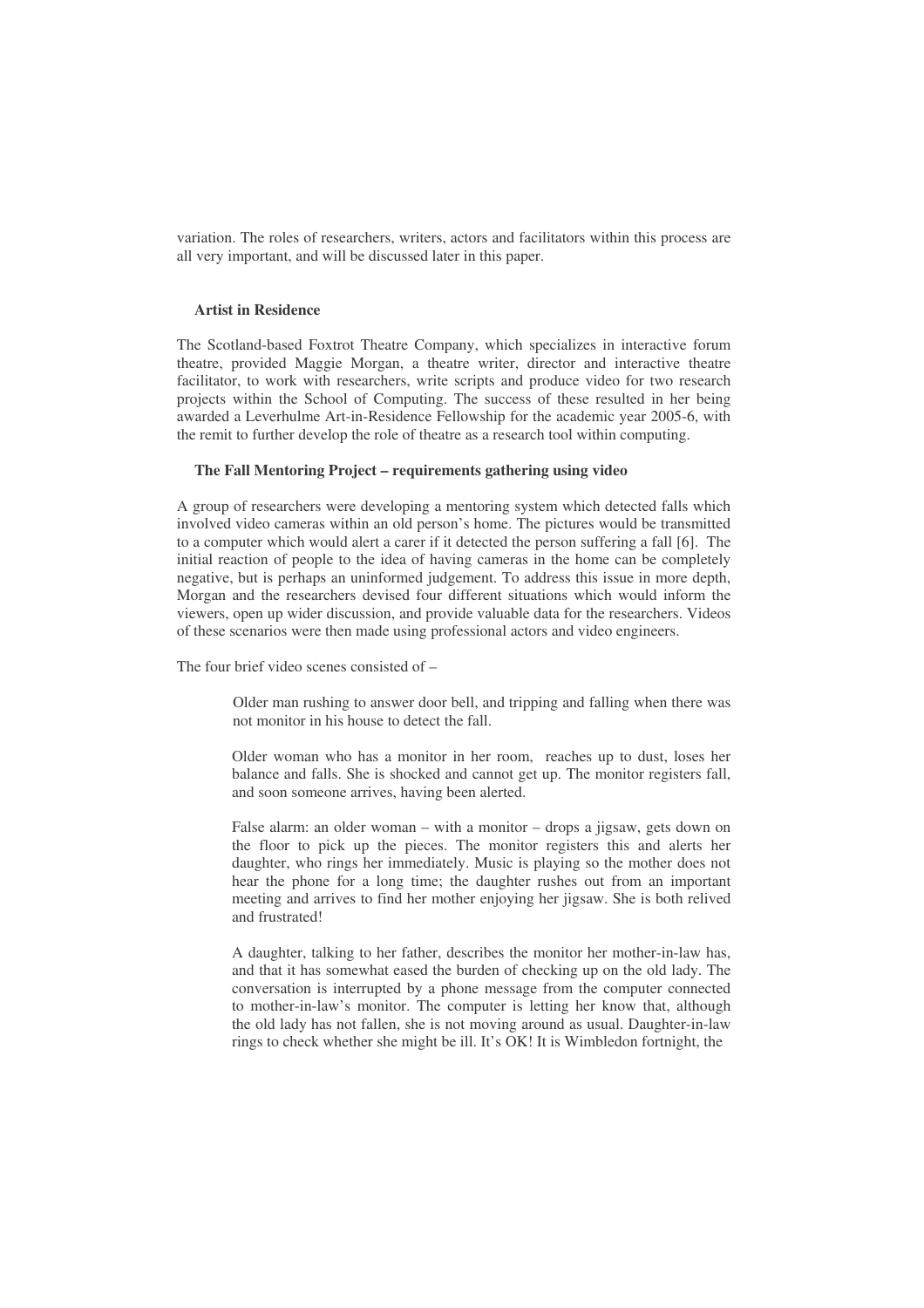variation. The roles of researchers, writers, actors and facilitators within this process are all very important, and will be discussed later in this paper.

**Artist in Residence**

The Scotland-based Foxtrot Theatre Company, which specializes in interactive forum theatre, provided Maggie Morgan, a theatre writer, director and interactive theatre facilitator, to work with researchers, write scripts and produce video for two research projects within the School of Computing. The success of these resulted in her being awarded a Leverhulme Art-in-Residence Fellowship for the academic year 2005-6, with the remit to further develop the role of theatre as a research tool within computing.

**The Fall Mentoring Project – requirements gathering using video**

A group of researchers were developing a mentoring system which detected falls which involved video cameras within an old person's home. The pictures would be transmitted to a computer which would alert a carer if it detected the person suffering a fall [6]. The initial reaction of people to the idea of having cameras in the home can be completely negative, but is perhaps an uninformed judgement. To address this issue in more depth, Morgan and the researchers devised four different situations which would inform the viewers, open up wider discussion, and provide valuable data for the researchers. Videos of these scenarios were then made using professional actors and video engineers.

The four brief video scenes consisted of –

> Older man rushing to answer door bell, and tripping and falling when there was not monitor in his house to detect the fall.
>
> Older woman who has a monitor in her room, reaches up to dust, loses her balance and falls. She is shocked and cannot get up. The monitor registers fall, and soon someone arrives, having been alerted.
>
> False alarm: an older woman – with a monitor – drops a jigsaw, gets down on the floor to pick up the pieces. The monitor registers this and alerts her daughter, who rings her immediately. Music is playing so the mother does not hear the phone for a long time; the daughter rushes out from an important meeting and arrives to find her mother enjoying her jigsaw. She is both relived and frustrated!
>
> A daughter, talking to her father, describes the monitor her mother-in-law has, and that it has somewhat eased the burden of checking up on the old lady. The conversation is interrupted by a phone message from the computer connected to mother-in-law's monitor. The computer is letting her know that, although the old lady has not fallen, she is not moving around as usual. Daughter-in-law rings to check whether she might be ill. It's OK! It is Wimbledon fortnight, the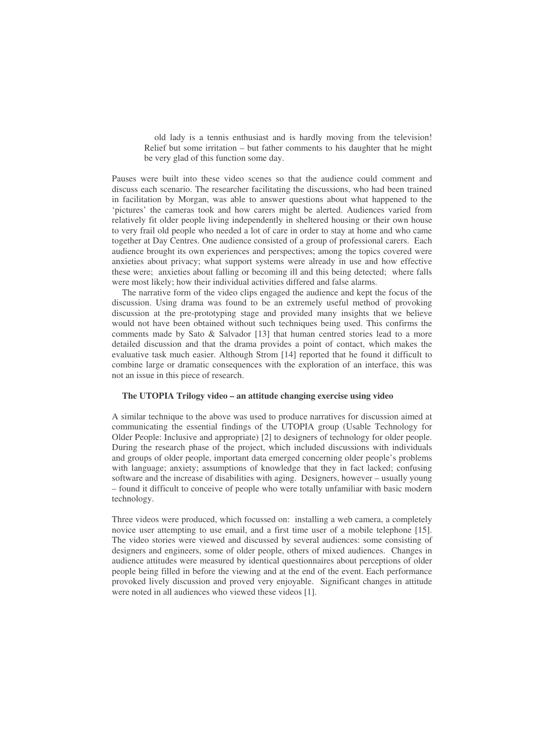old lady is a tennis enthusiast and is hardly moving from the television! Relief but some irritation – but father comments to his daughter that he might be very glad of this function some day.

Pauses were built into these video scenes so that the audience could comment and discuss each scenario. The researcher facilitating the discussions, who had been trained in facilitation by Morgan, was able to answer questions about what happened to the 'pictures' the cameras took and how carers might be alerted. Audiences varied from relatively fit older people living independently in sheltered housing or their own house to very frail old people who needed a lot of care in order to stay at home and who came together at Day Centres. One audience consisted of a group of professional carers. Each audience brought its own experiences and perspectives; among the topics covered were anxieties about privacy; what support systems were already in use and how effective these were; anxieties about falling or becoming ill and this being detected; where falls were most likely; how their individual activities differed and false alarms.

The narrative form of the video clips engaged the audience and kept the focus of the discussion. Using drama was found to be an extremely useful method of provoking discussion at the pre-prototyping stage and provided many insights that we believe would not have been obtained without such techniques being used. This confirms the comments made by Sato & Salvador [13] that human centred stories lead to a more detailed discussion and that the drama provides a point of contact, which makes the evaluative task much easier. Although Strom [14] reported that he found it difficult to combine large or dramatic consequences with the exploration of an interface, this was not an issue in this piece of research.

### The UTOPIA Trilogy video – an attitude changing exercise using video

A similar technique to the above was used to produce narratives for discussion aimed at communicating the essential findings of the UTOPIA group (Usable Technology for Older People: Inclusive and appropriate) [2] to designers of technology for older people. During the research phase of the project, which included discussions with individuals and groups of older people, important data emerged concerning older people's problems with language; anxiety; assumptions of knowledge that they in fact lacked; confusing software and the increase of disabilities with aging. Designers, however – usually young – found it difficult to conceive of people who were totally unfamiliar with basic modern technology.

Three videos were produced, which focussed on: installing a web camera, a completely novice user attempting to use email, and a first time user of a mobile telephone [15]. The video stories were viewed and discussed by several audiences: some consisting of designers and engineers, some of older people, others of mixed audiences. Changes in audience attitudes were measured by identical questionnaires about perceptions of older people being filled in before the viewing and at the end of the event. Each performance provoked lively discussion and proved very enjoyable. Significant changes in attitude were noted in all audiences who viewed these videos [1].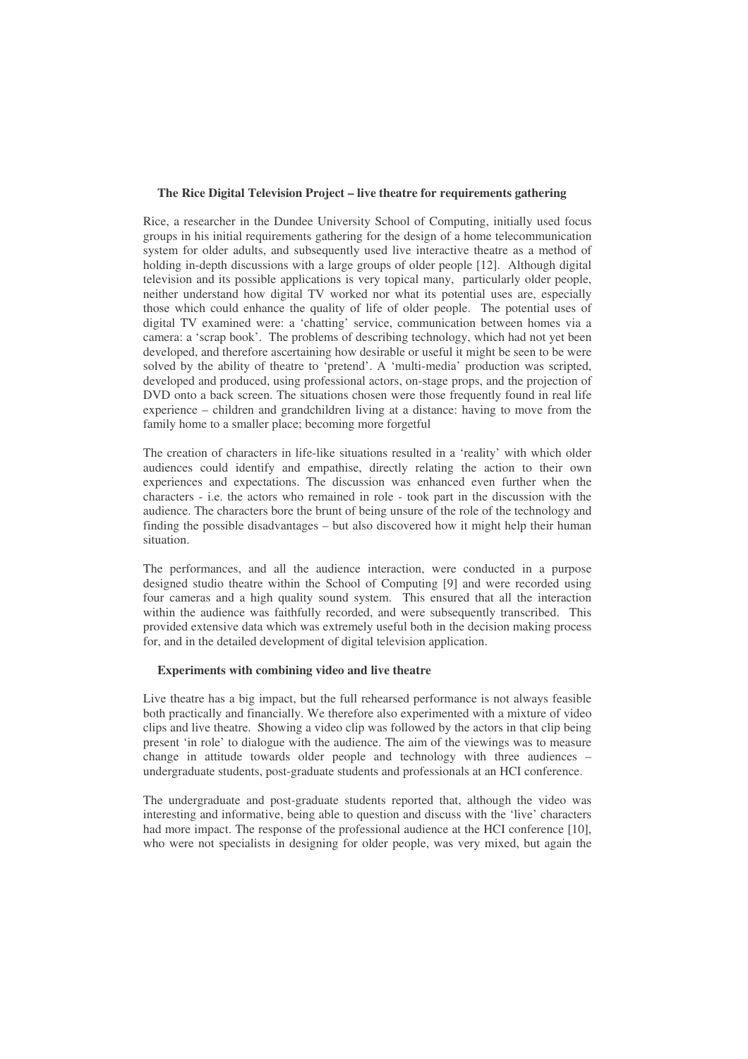**The Rice Digital Television Project – live theatre for requirements gathering**

Rice, a researcher in the Dundee University School of Computing, initially used focus groups in his initial requirements gathering for the design of a home telecommunication system for older adults, and subsequently used live interactive theatre as a method of holding in-depth discussions with a large groups of older people [12]. Although digital television and its possible applications is very topical many, particularly older people, neither understand how digital TV worked nor what its potential uses are, especially those which could enhance the quality of life of older people. The potential uses of digital TV examined were: a 'chatting' service, communication between homes via a camera: a 'scrap book'. The problems of describing technology, which had not yet been developed, and therefore ascertaining how desirable or useful it might be seen to be were solved by the ability of theatre to 'pretend'. A 'multi-media' production was scripted, developed and produced, using professional actors, on-stage props, and the projection of DVD onto a back screen. The situations chosen were those frequently found in real life experience – children and grandchildren living at a distance: having to move from the family home to a smaller place; becoming more forgetful

The creation of characters in life-like situations resulted in a 'reality' with which older audiences could identify and empathise, directly relating the action to their own experiences and expectations. The discussion was enhanced even further when the characters - i.e. the actors who remained in role - took part in the discussion with the audience. The characters bore the brunt of being unsure of the role of the technology and finding the possible disadvantages – but also discovered how it might help their human situation.

The performances, and all the audience interaction, were conducted in a purpose designed studio theatre within the School of Computing [9] and were recorded using four cameras and a high quality sound system. This ensured that all the interaction within the audience was faithfully recorded, and were subsequently transcribed. This provided extensive data which was extremely useful both in the decision making process for, and in the detailed development of digital television application.

**Experiments with combining video and live theatre**

Live theatre has a big impact, but the full rehearsed performance is not always feasible both practically and financially. We therefore also experimented with a mixture of video clips and live theatre. Showing a video clip was followed by the actors in that clip being present 'in role' to dialogue with the audience. The aim of the viewings was to measure change in attitude towards older people and technology with three audiences – undergraduate students, post-graduate students and professionals at an HCI conference.

The undergraduate and post-graduate students reported that, although the video was interesting and informative, being able to question and discuss with the 'live' characters had more impact. The response of the professional audience at the HCI conference [10], who were not specialists in designing for older people, was very mixed, but again the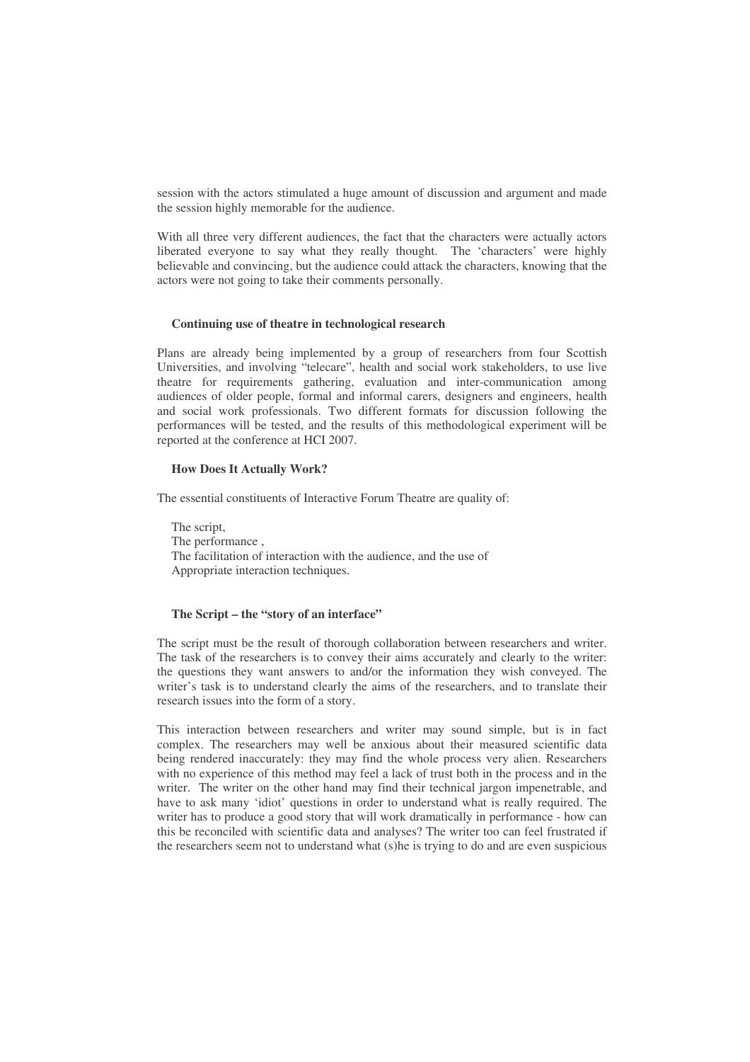session with the actors stimulated a huge amount of discussion and argument and made the session highly memorable for the audience.

With all three very different audiences, the fact that the characters were actually actors liberated everyone to say what they really thought. The 'characters' were highly believable and convincing, but the audience could attack the characters, knowing that the actors were not going to take their comments personally.

### Continuing use of theatre in technological research

Plans are already being implemented by a group of researchers from four Scottish Universities, and involving "telecare", health and social work stakeholders, to use live theatre for requirements gathering, evaluation and inter-communication among audiences of older people, formal and informal carers, designers and engineers, health and social work professionals. Two different formats for discussion following the performances will be tested, and the results of this methodological experiment will be reported at the conference at HCI 2007.

### How Does It Actually Work?

The essential constituents of Interactive Forum Theatre are quality of:

The script,
The performance ,
The facilitation of interaction with the audience, and the use of
Appropriate interaction techniques.

### The Script – the "story of an interface"

The script must be the result of thorough collaboration between researchers and writer. The task of the researchers is to convey their aims accurately and clearly to the writer: the questions they want answers to and/or the information they wish conveyed. The writer's task is to understand clearly the aims of the researchers, and to translate their research issues into the form of a story.

This interaction between researchers and writer may sound simple, but is in fact complex. The researchers may well be anxious about their measured scientific data being rendered inaccurately: they may find the whole process very alien. Researchers with no experience of this method may feel a lack of trust both in the process and in the writer. The writer on the other hand may find their technical jargon impenetrable, and have to ask many 'idiot' questions in order to understand what is really required. The writer has to produce a good story that will work dramatically in performance - how can this be reconciled with scientific data and analyses? The writer too can feel frustrated if the researchers seem not to understand what (s)he is trying to do and are even suspicious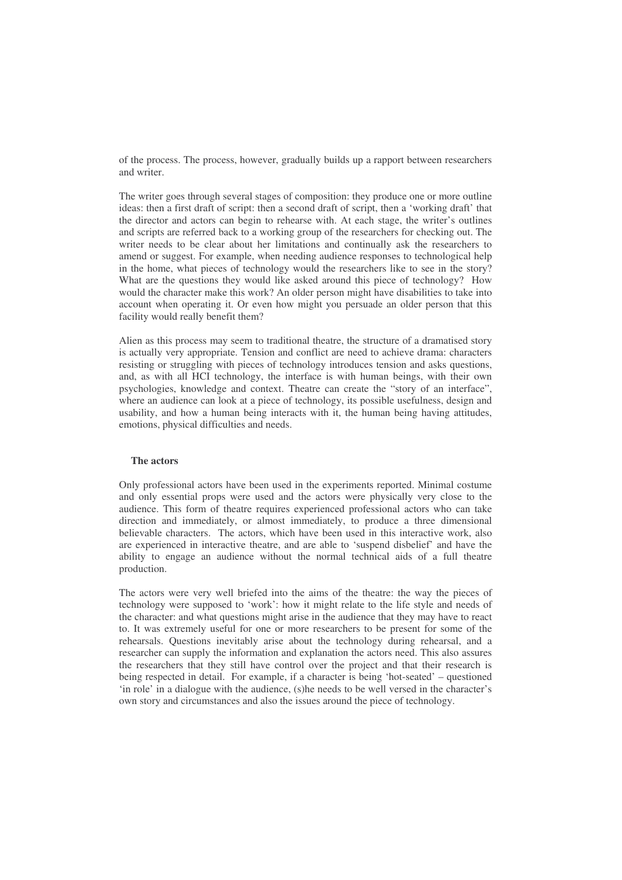of the process. The process, however, gradually builds up a rapport between researchers and writer.

The writer goes through several stages of composition: they produce one or more outline ideas: then a first draft of script: then a second draft of script, then a 'working draft' that the director and actors can begin to rehearse with. At each stage, the writer's outlines and scripts are referred back to a working group of the researchers for checking out. The writer needs to be clear about her limitations and continually ask the researchers to amend or suggest. For example, when needing audience responses to technological help in the home, what pieces of technology would the researchers like to see in the story? What are the questions they would like asked around this piece of technology? How would the character make this work? An older person might have disabilities to take into account when operating it. Or even how might you persuade an older person that this facility would really benefit them?

Alien as this process may seem to traditional theatre, the structure of a dramatised story is actually very appropriate. Tension and conflict are need to achieve drama: characters resisting or struggling with pieces of technology introduces tension and asks questions, and, as with all HCI technology, the interface is with human beings, with their own psychologies, knowledge and context. Theatre can create the "story of an interface", where an audience can look at a piece of technology, its possible usefulness, design and usability, and how a human being interacts with it, the human being having attitudes, emotions, physical difficulties and needs.

### The actors

Only professional actors have been used in the experiments reported. Minimal costume and only essential props were used and the actors were physically very close to the audience. This form of theatre requires experienced professional actors who can take direction and immediately, or almost immediately, to produce a three dimensional believable characters. The actors, which have been used in this interactive work, also are experienced in interactive theatre, and are able to 'suspend disbelief' and have the ability to engage an audience without the normal technical aids of a full theatre production.

The actors were very well briefed into the aims of the theatre: the way the pieces of technology were supposed to 'work': how it might relate to the life style and needs of the character: and what questions might arise in the audience that they may have to react to. It was extremely useful for one or more researchers to be present for some of the rehearsals. Questions inevitably arise about the technology during rehearsal, and a researcher can supply the information and explanation the actors need. This also assures the researchers that they still have control over the project and that their research is being respected in detail. For example, if a character is being 'hot-seated' – questioned 'in role' in a dialogue with the audience, (s)he needs to be well versed in the character's own story and circumstances and also the issues around the piece of technology.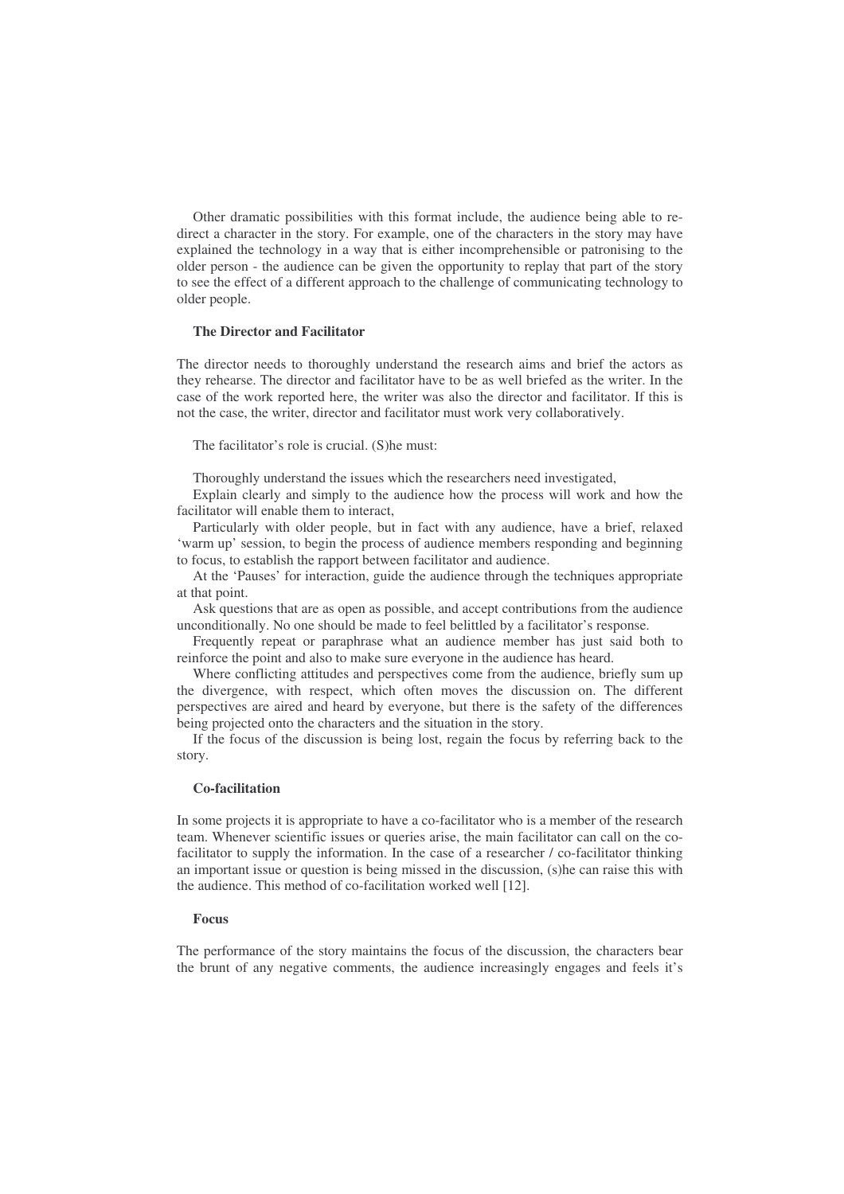Other dramatic possibilities with this format include, the audience being able to re-direct a character in the story. For example, one of the characters in the story may have explained the technology in a way that is either incomprehensible or patronising to the older person - the audience can be given the opportunity to replay that part of the story to see the effect of a different approach to the challenge of communicating technology to older people.

**The Director and Facilitator**

The director needs to thoroughly understand the research aims and brief the actors as they rehearse. The director and facilitator have to be as well briefed as the writer. In the case of the work reported here, the writer was also the director and facilitator. If this is not the case, the writer, director and facilitator must work very collaboratively.

The facilitator's role is crucial. (S)he must:

Thoroughly understand the issues which the researchers need investigated,

Explain clearly and simply to the audience how the process will work and how the facilitator will enable them to interact,

Particularly with older people, but in fact with any audience, have a brief, relaxed 'warm up' session, to begin the process of audience members responding and beginning to focus, to establish the rapport between facilitator and audience.

At the 'Pauses' for interaction, guide the audience through the techniques appropriate at that point.

Ask questions that are as open as possible, and accept contributions from the audience unconditionally. No one should be made to feel belittled by a facilitator's response.

Frequently repeat or paraphrase what an audience member has just said both to reinforce the point and also to make sure everyone in the audience has heard.

Where conflicting attitudes and perspectives come from the audience, briefly sum up the divergence, with respect, which often moves the discussion on. The different perspectives are aired and heard by everyone, but there is the safety of the differences being projected onto the characters and the situation in the story.

If the focus of the discussion is being lost, regain the focus by referring back to the story.

**Co-facilitation**

In some projects it is appropriate to have a co-facilitator who is a member of the research team. Whenever scientific issues or queries arise, the main facilitator can call on the co-facilitator to supply the information. In the case of a researcher / co-facilitator thinking an important issue or question is being missed in the discussion, (s)he can raise this with the audience. This method of co-facilitation worked well [12].

**Focus**

The performance of the story maintains the focus of the discussion, the characters bear the brunt of any negative comments, the audience increasingly engages and feels it's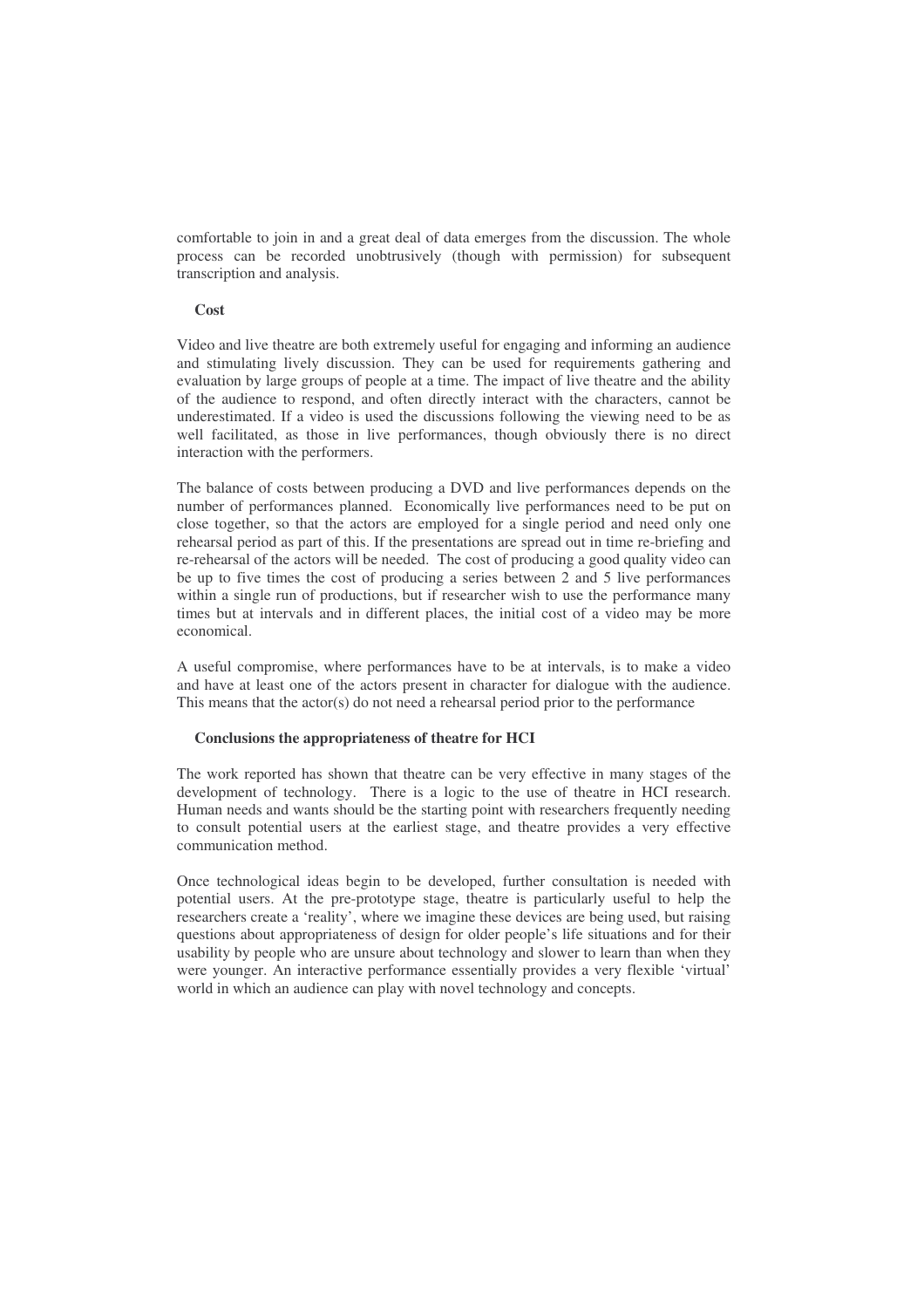comfortable to join in and a great deal of data emerges from the discussion. The whole process can be recorded unobtrusively (though with permission) for subsequent transcription and analysis.

**Cost**

Video and live theatre are both extremely useful for engaging and informing an audience and stimulating lively discussion. They can be used for requirements gathering and evaluation by large groups of people at a time. The impact of live theatre and the ability of the audience to respond, and often directly interact with the characters, cannot be underestimated. If a video is used the discussions following the viewing need to be as well facilitated, as those in live performances, though obviously there is no direct interaction with the performers.

The balance of costs between producing a DVD and live performances depends on the number of performances planned. Economically live performances need to be put on close together, so that the actors are employed for a single period and need only one rehearsal period as part of this. If the presentations are spread out in time re-briefing and re-rehearsal of the actors will be needed. The cost of producing a good quality video can be up to five times the cost of producing a series between 2 and 5 live performances within a single run of productions, but if researcher wish to use the performance many times but at intervals and in different places, the initial cost of a video may be more economical.

A useful compromise, where performances have to be at intervals, is to make a video and have at least one of the actors present in character for dialogue with the audience. This means that the actor(s) do not need a rehearsal period prior to the performance

**Conclusions the appropriateness of theatre for HCI**

The work reported has shown that theatre can be very effective in many stages of the development of technology. There is a logic to the use of theatre in HCI research. Human needs and wants should be the starting point with researchers frequently needing to consult potential users at the earliest stage, and theatre provides a very effective communication method.

Once technological ideas begin to be developed, further consultation is needed with potential users. At the pre-prototype stage, theatre is particularly useful to help the researchers create a 'reality', where we imagine these devices are being used, but raising questions about appropriateness of design for older people's life situations and for their usability by people who are unsure about technology and slower to learn than when they were younger. An interactive performance essentially provides a very flexible 'virtual' world in which an audience can play with novel technology and concepts.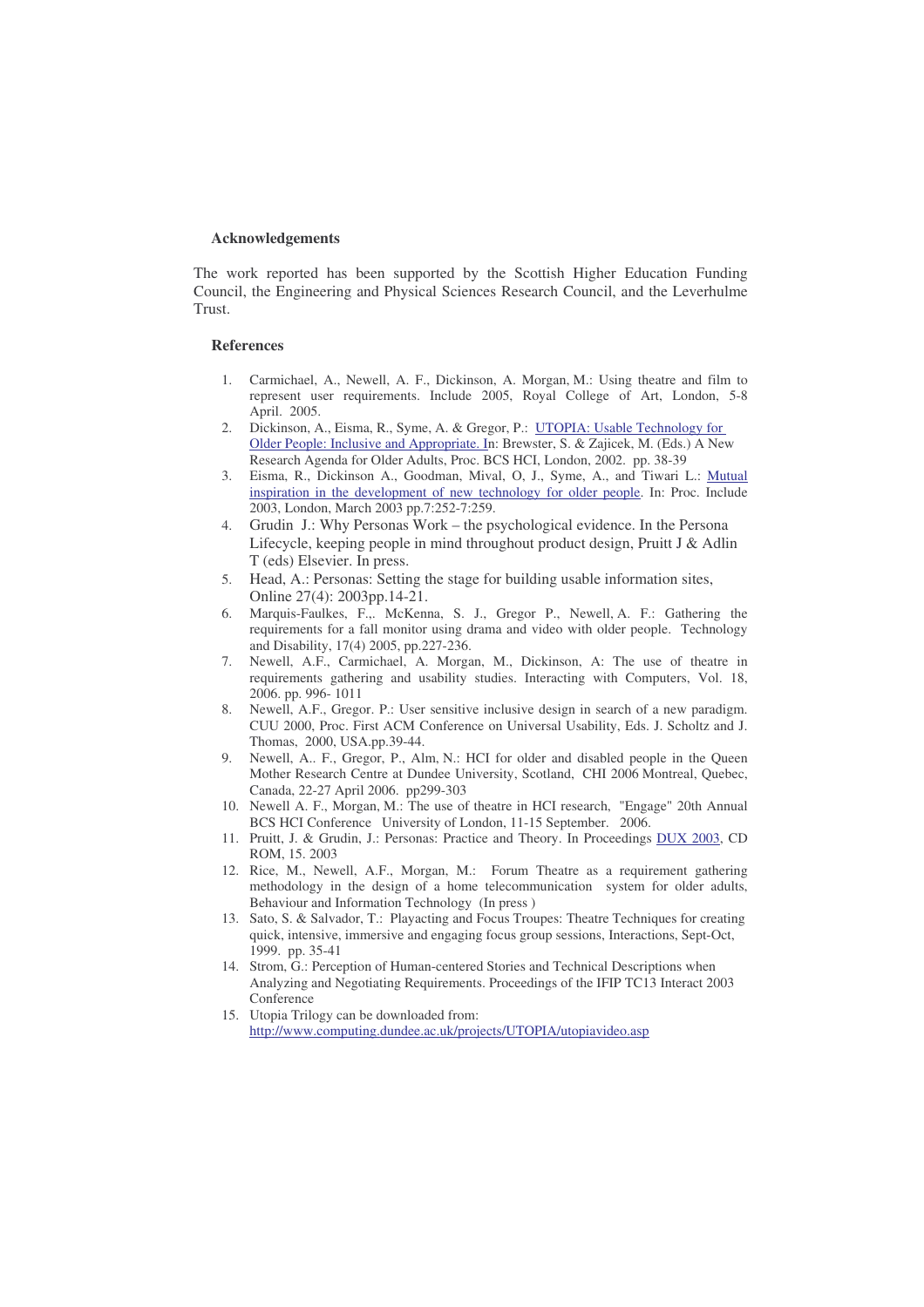### Acknowledgements

The work reported has been supported by the Scottish Higher Education Funding Council, the Engineering and Physical Sciences Research Council, and the Leverhulme Trust.

### References

1. Carmichael, A., Newell, A. F., Dickinson, A. Morgan, M.: Using theatre and film to represent user requirements. Include 2005, Royal College of Art, London, 5-8 April. 2005.
2. Dickinson, A., Eisma, R., Syme, A. & Gregor, P.: UTOPIA: Usable Technology for Older People: Inclusive and Appropriate. In: Brewster, S. & Zajicek, M. (Eds.) A New Research Agenda for Older Adults, Proc. BCS HCI, London, 2002. pp. 38-39
3. Eisma, R., Dickinson A., Goodman, Mival, O, J., Syme, A., and Tiwari L.: Mutual inspiration in the development of new technology for older people. In: Proc. Include 2003, London, March 2003 pp.7:252-7:259.
4. Grudin J.: Why Personas Work – the psychological evidence. In the Persona Lifecycle, keeping people in mind throughout product design, Pruitt J & Adlin T (eds) Elsevier. In press.
5. Head, A.: Personas: Setting the stage for building usable information sites, Online 27(4): 2003pp.14-21.
6. Marquis-Faulkes, F.,. McKenna, S. J., Gregor P., Newell, A. F.: Gathering the requirements for a fall monitor using drama and video with older people. Technology and Disability, 17(4) 2005, pp.227-236.
7. Newell, A.F., Carmichael, A. Morgan, M., Dickinson, A: The use of theatre in requirements gathering and usability studies. Interacting with Computers, Vol. 18, 2006. pp. 996- 1011
8. Newell, A.F., Gregor. P.: User sensitive inclusive design in search of a new paradigm. CUU 2000, Proc. First ACM Conference on Universal Usability, Eds. J. Scholtz and J. Thomas, 2000, USA.pp.39-44.
9. Newell, A.. F., Gregor, P., Alm, N.: HCI for older and disabled people in the Queen Mother Research Centre at Dundee University, Scotland, CHI 2006 Montreal, Quebec, Canada, 22-27 April 2006. pp299-303
10. Newell A. F., Morgan, M.: The use of theatre in HCI research, "Engage" 20th Annual BCS HCI Conference University of London, 11-15 September. 2006.
11. Pruitt, J. & Grudin, J.: Personas: Practice and Theory. In Proceedings DUX 2003, CD ROM, 15. 2003
12. Rice, M., Newell, A.F., Morgan, M.: Forum Theatre as a requirement gathering methodology in the design of a home telecommunication system for older adults, Behaviour and Information Technology (In press )
13. Sato, S. & Salvador, T.: Playacting and Focus Troupes: Theatre Techniques for creating quick, intensive, immersive and engaging focus group sessions, Interactions, Sept-Oct, 1999. pp. 35-41
14. Strom, G.: Perception of Human-centered Stories and Technical Descriptions when Analyzing and Negotiating Requirements. Proceedings of the IFIP TC13 Interact 2003 Conference
15. Utopia Trilogy can be downloaded from: http://www.computing.dundee.ac.uk/projects/UTOPIA/utopiavideo.asp